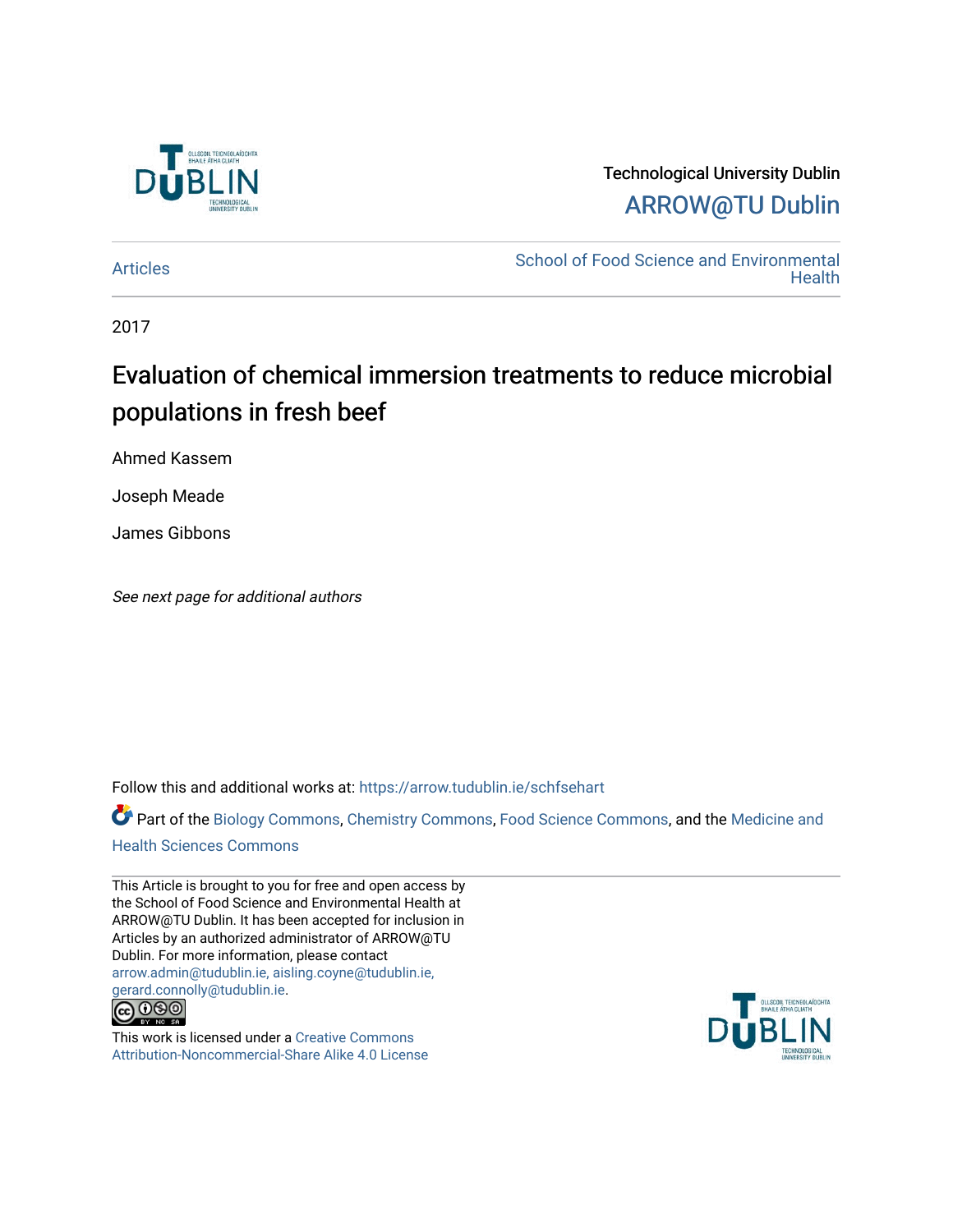Technological University Dublin

ARROW@TU Dublin

Articles | School of Food Science and Environmental Health

2017

# Evaluation of chemical immersion treatments to reduce microbial populations in fresh beef

Ahmed Kassem

Joseph Meade

James Gibbons

*See next page for additional authors*

Follow this and additional works at: https://arrow.tudublin.ie/schfsehart

Part of the Biology Commons, Chemistry Commons, Food Science Commons, and the Medicine and Health Sciences Commons

This Article is brought to you for free and open access by the School of Food Science and Environmental Health at ARROW@TU Dublin. It has been accepted for inclusion in Articles by an authorized administrator of ARROW@TU Dublin. For more information, please contact arrow.admin@tudublin.ie, aisling.coyne@tudublin.ie, gerard.connolly@tudublin.ie.

This work is licensed under a Creative Commons Attribution-Noncommercial-Share Alike 4.0 License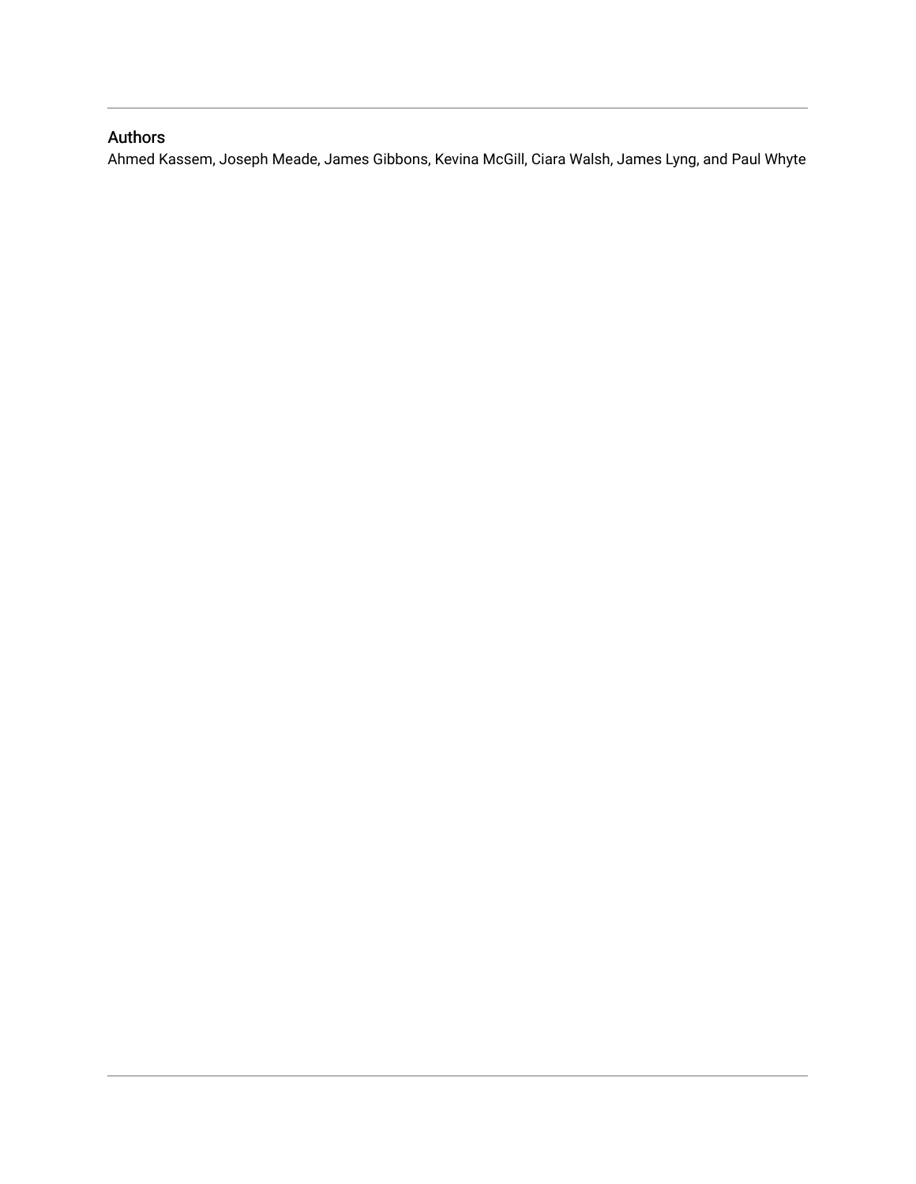## Authors

Ahmed Kassem, Joseph Meade, James Gibbons, Kevina McGill, Ciara Walsh, James Lyng, and Paul Whyte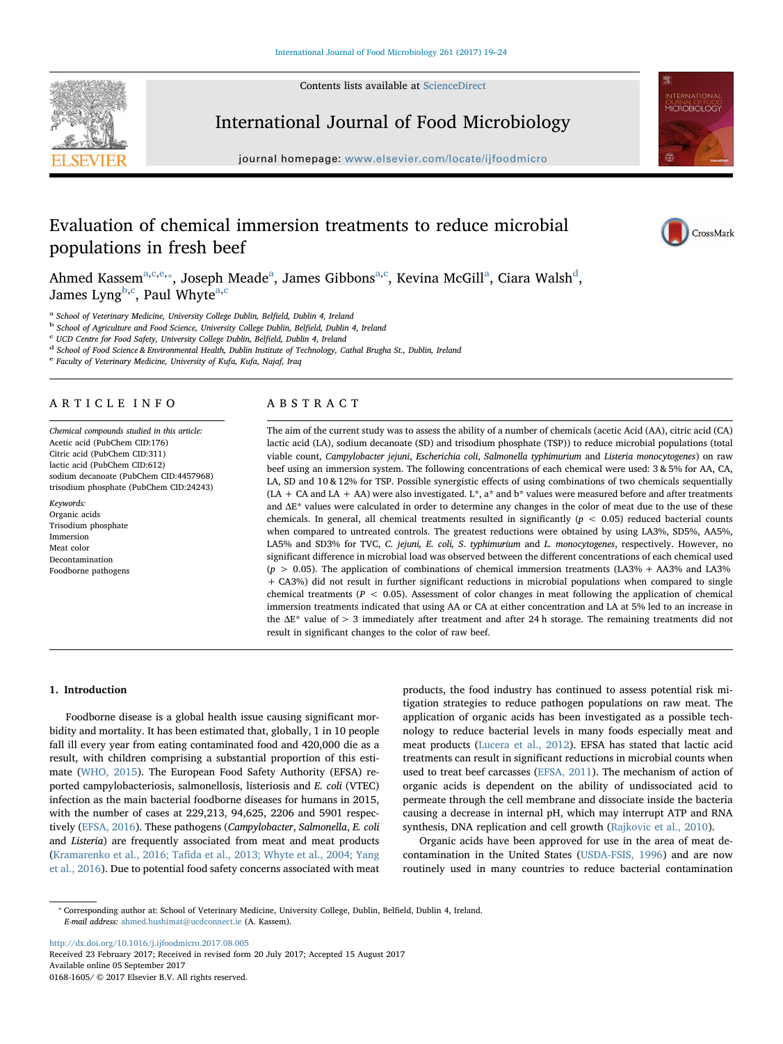# Evaluation of chemical immersion treatments to reduce microbial populations in fresh beef

Ahmed Kassem[a,c,e,*], Joseph Meade[a], James Gibbons[a,c], Kevina McGill[a], Ciara Walsh[d], James Lyng[b,c], Paul Whyte[a,c]

[a] School of Veterinary Medicine, University College Dublin, Belfield, Dublin 4, Ireland
[b] School of Agriculture and Food Science, University College Dublin, Belfield, Dublin 4, Ireland
[c] UCD Centre for Food Safety, University College Dublin, Belfield, Dublin 4, Ireland
[d] School of Food Science & Environmental Health, Dublin Institute of Technology, Cathal Brugha St., Dublin, Ireland
[e] Faculty of Veterinary Medicine, University of Kufa, Kufa, Najaf, Iraq

## ARTICLE INFO

*Chemical compounds studied in this article:*
Acetic acid (PubChem CID:176)
Citric acid (PubChem CID:311)
lactic acid (PubChem CID:612)
sodium decanoate (PubChem CID:4457968)
trisodium phosphate (PubChem CID:24243)

*Keywords:*
Organic acids
Trisodium phosphate
Immersion
Meat color
Decontamination
Foodborne pathogens

## ABSTRACT

The aim of the current study was to assess the ability of a number of chemicals (acetic Acid (AA), citric acid (CA) lactic acid (LA), sodium decanoate (SD) and trisodium phosphate (TSP)) to reduce microbial populations (total viable count, *Campylobacter jejuni*, *Escherichia coli*, *Salmonella typhimurium* and *Listeria monocytogenes*) on raw beef using an immersion system. The following concentrations of each chemical were used: 3 & 5% for AA, CA, LA, SD and 10 & 12% for TSP. Possible synergistic effects of using combinations of two chemicals sequentially (LA + CA and LA + AA) were also investigated. L*, a* and b* values were measured before and after treatments and ΔE* values were calculated in order to determine any changes in the color of meat due to the use of these chemicals. In general, all chemical treatments resulted in significantly ($p < 0.05$) reduced bacterial counts when compared to untreated controls. The greatest reductions were obtained by using LA3%, SD5%, AA5%, LA5% and SD3% for TVC, *C. jejuni*, *E. coli*, *S. typhimurium* and *L. monocytogenes*, respectively. However, no significant difference in microbial load was observed between the different concentrations of each chemical used ($p > 0.05$). The application of combinations of chemical immersion treatments (LA3% + AA3% and LA3% + CA3%) did not result in further significant reductions in microbial populations when compared to single chemical treatments ($P < 0.05$). Assessment of color changes in meat following the application of chemical immersion treatments indicated that using AA or CA at either concentration and LA at 5% led to an increase in the ΔE* value of > 3 immediately after treatment and after 24 h storage. The remaining treatments did not result in significant changes to the color of raw beef.

## 1. Introduction

Foodborne disease is a global health issue causing significant morbidity and mortality. It has been estimated that, globally, 1 in 10 people fall ill every year from eating contaminated food and 420,000 die as a result, with children comprising a substantial proportion of this estimate (WHO, 2015). The European Food Safety Authority (EFSA) reported campylobacteriosis, salmonellosis, listeriosis and *E. coli* (VTEC) infection as the main bacterial foodborne diseases for humans in 2015, with the number of cases at 229,213, 94,625, 2206 and 5901 respectively (EFSA, 2016). These pathogens (*Campylobacter*, *Salmonella*, *E. coli* and *Listeria*) are frequently associated from meat and meat products (Kramarenko et al., 2016; Tafida et al., 2013; Whyte et al., 2004; Yang et al., 2016). Due to potential food safety concerns associated with meat products, the food industry has continued to assess potential risk mitigation strategies to reduce pathogen populations on raw meat. The application of organic acids has been investigated as a possible technology to reduce bacterial levels in many foods especially meat and meat products (Lucera et al., 2012). EFSA has stated that lactic acid treatments can result in significant reductions in microbial counts when used to treat beef carcasses (EFSA, 2011). The mechanism of action of organic acids is dependent on the ability of undissociated acid to permeate through the cell membrane and dissociate inside the bacteria causing a decrease in internal pH, which may interrupt ATP and RNA synthesis, DNA replication and cell growth (Rajkovic et al., 2010).

Organic acids have been approved for use in the area of meat decontamination in the United States (USDA-FSIS, 1996) and are now routinely used in many countries to reduce bacterial contamination

* Corresponding author at: School of Veterinary Medicine, University College, Dublin, Belfield, Dublin 4, Ireland.
*E-mail address:* ahmed.hushimat@ucdconnect.ie (A. Kassem).

http://dx.doi.org/10.1016/j.ijfoodmicro.2017.08.005
Received 23 February 2017; Received in revised form 20 July 2017; Accepted 15 August 2017
Available online 05 September 2017
0168-1605/ © 2017 Elsevier B.V. All rights reserved.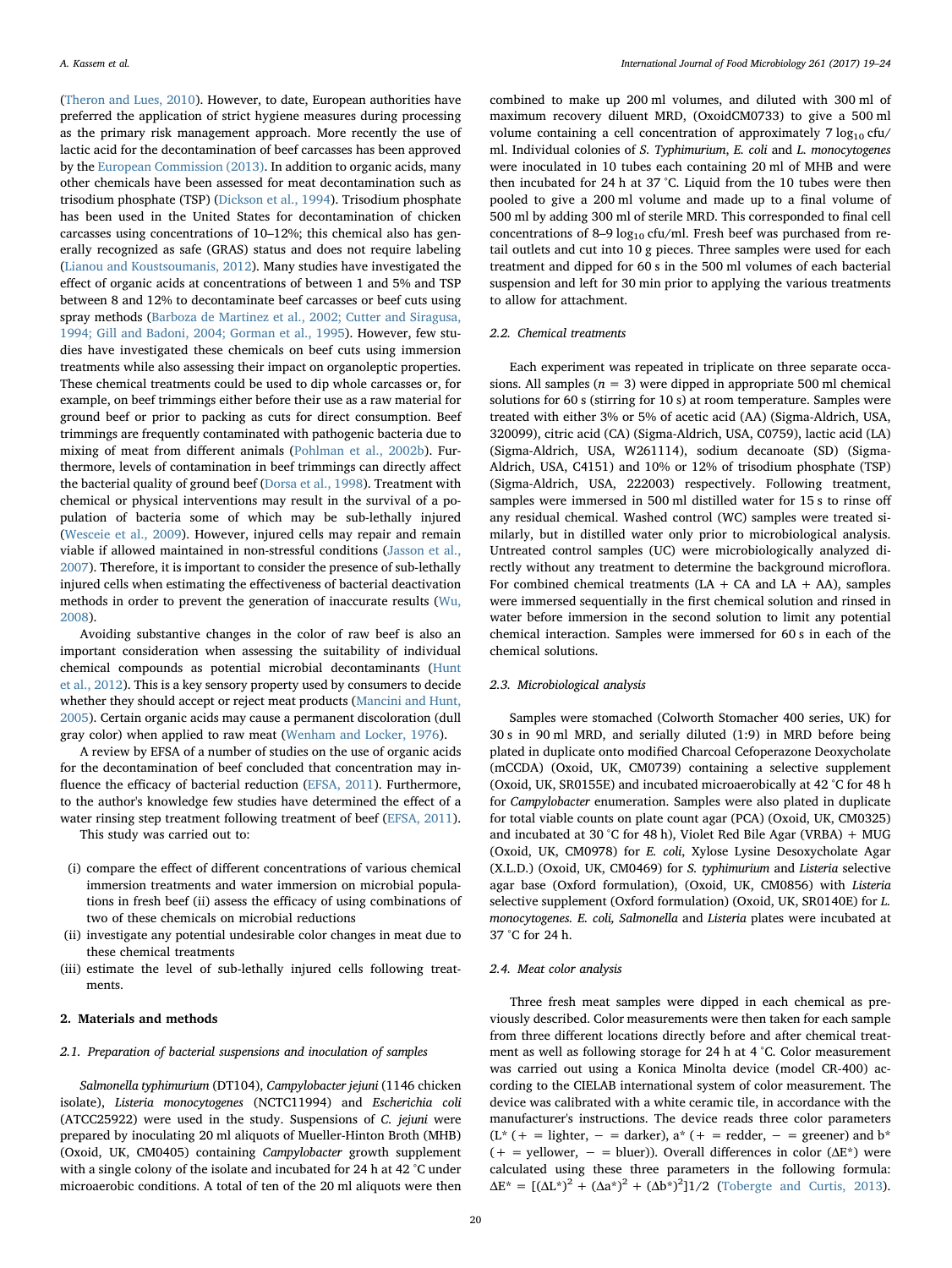(Theron and Lues, 2010). However, to date, European authorities have preferred the application of strict hygiene measures during processing as the primary risk management approach. More recently the use of lactic acid for the decontamination of beef carcasses has been approved by the European Commission (2013). In addition to organic acids, many other chemicals have been assessed for meat decontamination such as trisodium phosphate (TSP) (Dickson et al., 1994). Trisodium phosphate has been used in the United States for decontamination of chicken carcasses using concentrations of 10–12%; this chemical also has generally recognized as safe (GRAS) status and does not require labeling (Lianou and Koustsoumanis, 2012). Many studies have investigated the effect of organic acids at concentrations of between 1 and 5% and TSP between 8 and 12% to decontaminate beef carcasses or beef cuts using spray methods (Barboza de Martinez et al., 2002; Cutter and Siragusa, 1994; Gill and Badoni, 2004; Gorman et al., 1995). However, few studies have investigated these chemicals on beef cuts using immersion treatments while also assessing their impact on organoleptic properties. These chemical treatments could be used to dip whole carcasses or, for example, on beef trimmings either before their use as a raw material for ground beef or prior to packing as cuts for direct consumption. Beef trimmings are frequently contaminated with pathogenic bacteria due to mixing of meat from different animals (Pohlman et al., 2002b). Furthermore, levels of contamination in beef trimmings can directly affect the bacterial quality of ground beef (Dorsa et al., 1998). Treatment with chemical or physical interventions may result in the survival of a population of bacteria some of which may be sub-lethally injured (Wesceie et al., 2009). However, injured cells may repair and remain viable if allowed maintained in non-stressful conditions (Jasson et al., 2007). Therefore, it is important to consider the presence of sub-lethally injured cells when estimating the effectiveness of bacterial deactivation methods in order to prevent the generation of inaccurate results (Wu, 2008).

Avoiding substantive changes in the color of raw beef is also an important consideration when assessing the suitability of individual chemical compounds as potential microbial decontaminants (Hunt et al., 2012). This is a key sensory property used by consumers to decide whether they should accept or reject meat products (Mancini and Hunt, 2005). Certain organic acids may cause a permanent discoloration (dull gray color) when applied to raw meat (Wenham and Locker, 1976).

A review by EFSA of a number of studies on the use of organic acids for the decontamination of beef concluded that concentration may influence the efficacy of bacterial reduction (EFSA, 2011). Furthermore, to the author's knowledge few studies have determined the effect of a water rinsing step treatment following treatment of beef (EFSA, 2011).

This study was carried out to:

(i) compare the effect of different concentrations of various chemical immersion treatments and water immersion on microbial populations in fresh beef (ii) assess the efficacy of using combinations of two of these chemicals on microbial reductions
(ii) investigate any potential undesirable color changes in meat due to these chemical treatments
(iii) estimate the level of sub-lethally injured cells following treatments.

## 2. Materials and methods

### 2.1. Preparation of bacterial suspensions and inoculation of samples

*Salmonella typhimurium* (DT104), *Campylobacter jejuni* (1146 chicken isolate), *Listeria monocytogenes* (NCTC11994) and *Escherichia coli* (ATCC25922) were used in the study. Suspensions of *C. jejuni* were prepared by inoculating 20 ml aliquots of Mueller-Hinton Broth (MHB) (Oxoid, UK, CM0405) containing *Campylobacter* growth supplement with a single colony of the isolate and incubated for 24 h at 42 °C under microaerobic conditions. A total of ten of the 20 ml aliquots were then combined to make up 200 ml volumes, and diluted with 300 ml of maximum recovery diluent MRD, (OxoidCM0733) to give a 500 ml volume containing a cell concentration of approximately 7 $\log_{10}$ cfu/ml. Individual colonies of *S. Typhimurium*, *E. coli* and *L. monocytogenes* were inoculated in 10 tubes each containing 20 ml of MHB and were then incubated for 24 h at 37 °C. Liquid from the 10 tubes were then pooled to give a 200 ml volume and made up to a final volume of 500 ml by adding 300 ml of sterile MRD. This corresponded to final cell concentrations of 8–9 $\log_{10}$ cfu/ml. Fresh beef was purchased from retail outlets and cut into 10 g pieces. Three samples were used for each treatment and dipped for 60 s in the 500 ml volumes of each bacterial suspension and left for 30 min prior to applying the various treatments to allow for attachment.

### 2.2. Chemical treatments

Each experiment was repeated in triplicate on three separate occasions. All samples ($n = 3$) were dipped in appropriate 500 ml chemical solutions for 60 s (stirring for 10 s) at room temperature. Samples were treated with either 3% or 5% of acetic acid (AA) (Sigma-Aldrich, USA, 320099), citric acid (CA) (Sigma-Aldrich, USA, C0759), lactic acid (LA) (Sigma-Aldrich, USA, W261114), sodium decanoate (SD) (Sigma-Aldrich, USA, C4151) and 10% or 12% of trisodium phosphate (TSP) (Sigma-Aldrich, USA, 222003) respectively. Following treatment, samples were immersed in 500 ml distilled water for 15 s to rinse off any residual chemical. Washed control (WC) samples were treated similarly, but in distilled water only prior to microbiological analysis. Untreated control samples (UC) were microbiologically analyzed directly without any treatment to determine the background microflora. For combined chemical treatments (LA + CA and LA + AA), samples were immersed sequentially in the first chemical solution and rinsed in water before immersion in the second solution to limit any potential chemical interaction. Samples were immersed for 60 s in each of the chemical solutions.

### 2.3. Microbiological analysis

Samples were stomached (Colworth Stomacher 400 series, UK) for 30 s in 90 ml MRD, and serially diluted (1:9) in MRD before being plated in duplicate onto modified Charcoal Cefoperazone Deoxycholate (mCCDA) (Oxoid, UK, CM0739) containing a selective supplement (Oxoid, UK, SR0155E) and incubated microaerobically at 42 °C for 48 h for *Campylobacter* enumeration. Samples were also plated in duplicate for total viable counts on plate count agar (PCA) (Oxoid, UK, CM0325) and incubated at 30 °C for 48 h), Violet Red Bile Agar (VRBA) + MUG (Oxoid, UK, CM0978) for *E. coli*, Xylose Lysine Desoxycholate Agar (X.L.D.) (Oxoid, UK, CM0469) for *S. typhimurium* and *Listeria* selective agar base (Oxford formulation), (Oxoid, UK, CM0856) with *Listeria* selective supplement (Oxford formulation) (Oxoid, UK, SR0140E) for *L. monocytogenes. E. coli, Salmonella* and *Listeria* plates were incubated at 37 °C for 24 h.

### 2.4. Meat color analysis

Three fresh meat samples were dipped in each chemical as previously described. Color measurements were then taken for each sample from three different locations directly before and after chemical treatment as well as following storage for 24 h at 4 °C. Color measurement was carried out using a Konica Minolta device (model CR-400) according to the CIELAB international system of color measurement. The device was calibrated with a white ceramic tile, in accordance with the manufacturer's instructions. The device reads three color parameters ($L^*$ (+ = lighter, − = darker), $a^*$ (+ = redder, − = greener) and $b^*$ (+ = yellower, − = bluer)). Overall differences in color ($\Delta E^*$) were calculated using these three parameters in the following formula: $\Delta E^* = [(\Delta L^*)^2 + (\Delta a^*)^2 + (\Delta b^*)^2]1/2$ (Tobergte and Curtis, 2013).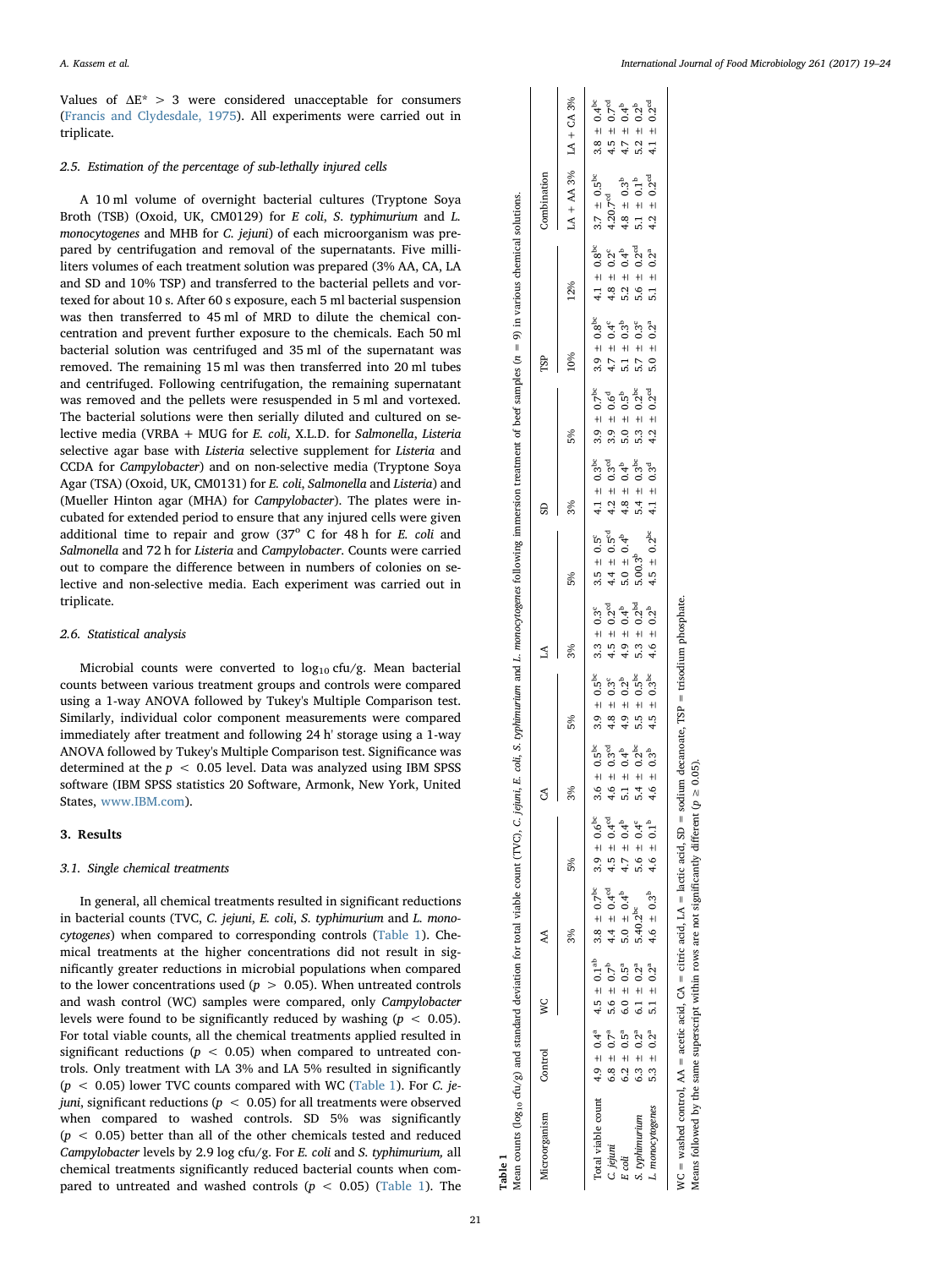Values of $\Delta E^* > 3$ were considered unacceptable for consumers (Francis and Clydesdale, 1975). All experiments were carried out in triplicate.

### 2.5. Estimation of the percentage of sub-lethally injured cells

A 10 ml volume of overnight bacterial cultures (Tryptone Soya Broth (TSB) (Oxoid, UK, CM0129) for *E coli*, *S. typhimurium* and *L. monocytogenes* and MHB for *C. jejuni*) of each microorganism was prepared by centrifugation and removal of the supernatants. Five milliliters volumes of each treatment solution was prepared (3% AA, CA, LA and SD and 10% TSP) and transferred to the bacterial pellets and vortexed for about 10 s. After 60 s exposure, each 5 ml bacterial suspension was then transferred to 45 ml of MRD to dilute the chemical concentration and prevent further exposure to the chemicals. Each 50 ml bacterial solution was centrifuged and 35 ml of the supernatant was removed. The remaining 15 ml was then transferred into 20 ml tubes and centrifuged. Following centrifugation, the remaining supernatant was removed and the pellets were resuspended in 5 ml and vortexed. The bacterial solutions were then serially diluted and cultured on selective media (VRBA + MUG for *E. coli*, X.L.D. for *Salmonella*, *Listeria* selective agar base with *Listeria* selective supplement for *Listeria* and CCDA for *Campylobacter*) and on non-selective media (Tryptone Soya Agar (TSA) (Oxoid, UK, CM0131) for *E. coli*, *Salmonella* and *Listeria*) and (Mueller Hinton agar (MHA) for *Campylobacter*). The plates were incubated for extended period to ensure that any injured cells were given additional time to repair and grow (37° C for 48 h for *E. coli* and *Salmonella* and 72 h for *Listeria* and *Campylobacter*. Counts were carried out to compare the difference between in numbers of colonies on selective and non-selective media. Each experiment was carried out in triplicate.

### 2.6. Statistical analysis

Microbial counts were converted to $\log_{10}$ cfu/g. Mean bacterial counts between various treatment groups and controls were compared using a 1-way ANOVA followed by Tukey's Multiple Comparison test. Similarly, individual color component measurements were compared immediately after treatment and following 24 h' storage using a 1-way ANOVA followed by Tukey's Multiple Comparison test. Significance was determined at the $p < 0.05$ level. Data was analyzed using IBM SPSS software (IBM SPSS statistics 20 Software, Armonk, New York, United States, www.IBM.com).

## 3. Results

### 3.1. Single chemical treatments

In general, all chemical treatments resulted in significant reductions in bacterial counts (TVC, *C. jejuni*, *E. coli*, *S. typhimurium* and *L. monocytogenes*) when compared to corresponding controls (Table 1). Chemical treatments at the higher concentrations did not result in significantly greater reductions in microbial populations when compared to the lower concentrations used ($p > 0.05$). When untreated controls and wash control (WC) samples were compared, only *Campylobacter* levels were found to be significantly reduced by washing ($p < 0.05$). For total viable counts, all the chemical treatments applied resulted in significant reductions ($p < 0.05$) when compared to untreated controls. Only treatment with LA 3% and LA 5% resulted in significantly ($p < 0.05$) lower TVC counts compared with WC (Table 1). For *C. jejuni*, significant reductions ($p < 0.05$) for all treatments were observed when compared to washed controls. SD 5% was significantly ($p < 0.05$) better than all of the other chemicals tested and reduced *Campylobacter* levels by 2.9 log cfu/g. For *E. coli* and *S. typhimurium*, all chemical treatments significantly reduced bacterial counts when compared to untreated and washed controls ($p < 0.05$) (Table 1). The

**Table 1**
Mean counts ($\log_{10}$ cfu/g) and standard deviation for total viable count (TVC), *C. jejuni*, *E. coli*, *S. typhimurium* and *L. monocytogenes* following immersion treatment of beef samples ($n = 9$) in various chemical solutions.

| Microorganism | Control | WC | AA | | CA | | LA | | SD | | TSP | | Combination | |
|---|---|---|---|---|---|---|---|---|---|---|---|---|---|---|
| | | | 3% | 5% | 3% | 5% | 3% | 5% | 3% | 5% | 10% | 12% | LA + AA 3% | LA + CA 3% |
| Total viable count | 4.9 ± 0.4ᵃ | 4.5 ± 0.1ᵃᵇ | 3.8 ± 0.7ᵇᶜ | 3.9 ± 0.6ᵇᶜ | 3.6 ± 0.5ᵇᶜ | 3.9 ± 0.5ᵇᶜ | 3.3 ± 0.3ᶜ | 3.5 ± 0.5ᶜ | 4.1 ± 0.3ᵇᶜ | 3.9 ± 0.7ᵇᶜ | 3.9 ± 0.8ᵇᶜ | 4.1 ± 0.8ᵇᶜ | 3.7 ± 0.5ᵇᶜ | 3.8 ± 0.4ᵇᶜ |
| *C. jejuni* | 6.8 ± 0.7ᵃ | 5.6 ± 0.7ᵇ | 4.4 ± 0.4ᶜᵈ | 4.5 ± 0.4ᶜᵈ | 4.6 ± 0.3ᶜᵈ | 4.8 ± 0.3ᶜ | 4.5 ± 0.2ᶜᵈ | 4.4 ± 0.5ᶜᵈ | 4.2 ± 0.3ᶜᵈ | 3.9 ± 0.6ᵈ | 4.7 ± 0.4ᶜ | 4.8 ± 0.2ᶜ | 4.20.7ᶜᵈ | 4.5 ± 0.7ᶜᵈ |
| *E coli* | 6.2 ± 0.5ᵃ | 6.0 ± 0.5ᵃ | 5.0 ± 0.4ᵇ | 4.7 ± 0.4ᵇ | 5.1 ± 0.4ᵇ | 4.9 ± 0.2ᵇ | 4.9 ± 0.4ᵇ | 5.0 ± 0.4ᵇ | 4.8 ± 0.4ᵇ | 5.0 ± 0.5ᵇ | 5.1 ± 0.3ᵇ | 5.2 ± 0.4ᵇ | 4.8 ± 0.3ᵇ | 4.7 ± 0.4ᵇ |
| *S. typhimurium* | 6.3 ± 0.2ᵃ | 6.1 ± 0.2ᵃ | 5.40.2ᵇᶜ | 5.6 ± 0.4ᶜ | 5.4 ± 0.2ᵇᶜ | 5.5 ± 0.5ᵇᶜ | 5.3 ± 0.2ᵇᵈ | 5.00.3ᵇ | 5.4 ± 0.3ᵇᶜ | 5.3 ± 0.2ᵇᶜ | 5.7 ± 0.3ᶜ | 5.6 ± 0.2ᶜᵈ | 5.1 ± 0.1ᵇ | 5.2 ± 0.2ᵇ |
| *L. monocytogenes* | 5.3 ± 0.2ᵃ | 5.1 ± 0.2ᵃ | 4.6 ± 0.3ᵇ | 4.6 ± 0.1ᵇ | 4.6 ± 0.3ᵇ | 4.5 ± 0.3ᵇᶜ | 4.6 ± 0.2ᵇ | 4.5 ± 0.2ᵇᶜ | 4.1 ± 0.3ᵈ | 4.2 ± 0.2ᶜᵈ | 5.0 ± 0.2ᵃ | 5.1 ± 0.2ᵃ | 4.2 ± 0.2ᶜᵈ | 4.1 ± 0.2ᶜᵈ |

WC = washed control, AA = acetic acid, CA = citric acid, LA = lactic acid, SD = sodium decanoate, TSP = trisodium phosphate.
Means followed by the same superscript within rows are not significantly different ($p \geq 0.05$).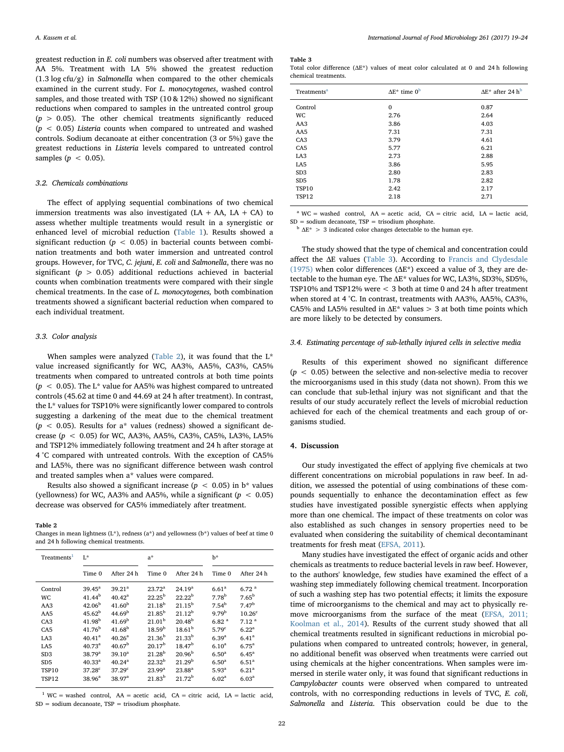greatest reduction in *E. coli* numbers was observed after treatment with AA 5%. Treatment with LA 5% showed the greatest reduction (1.3 log cfu/g) in *Salmonella* when compared to the other chemicals examined in the current study. For *L. monocytogenes*, washed control samples, and those treated with TSP (10 & 12%) showed no significant reductions when compared to samples in the untreated control group ($p > 0.05$). The other chemical treatments significantly reduced ($p < 0.05$) *Listeria* counts when compared to untreated and washed controls. Sodium decanoate at either concentration (3 or 5%) gave the greatest reductions in *Listeria* levels compared to untreated control samples ($p < 0.05$).

### 3.2. Chemicals combinations

The effect of applying sequential combinations of two chemical immersion treatments was also investigated (LA + AA, LA + CA) to assess whether multiple treatments would result in a synergistic or enhanced level of microbial reduction (Table 1). Results showed a significant reduction ($p < 0.05$) in bacterial counts between combination treatments and both water immersion and untreated control groups. However, for TVC, *C. jejuni*, *E. coli* and *Salmonella*, there was no significant ($p > 0.05$) additional reductions achieved in bacterial counts when combination treatments were compared with their single chemical treatments. In the case of *L. monocytogenes,* both combination treatments showed a significant bacterial reduction when compared to each individual treatment.

### 3.3. Color analysis

When samples were analyzed (Table 2), it was found that the L* value increased significantly for WC, AA3%, AA5%, CA3%, CA5% treatments when compared to untreated controls at both time points ($p < 0.05$). The L* value for AA5% was highest compared to untreated controls (45.62 at time 0 and 44.69 at 24 h after treatment). In contrast, the L* values for TSP10% were significantly lower compared to controls suggesting a darkening of the meat due to the chemical treatment ($p < 0.05$). Results for a* values (redness) showed a significant decrease ($p < 0.05$) for WC, AA3%, AA5%, CA3%, CA5%, LA3%, LA5% and TSP12% immediately following treatment and 24 h after storage at 4 °C compared with untreated controls. With the exception of CA5% and LA5%, there was no significant difference between wash control and treated samples when a* values were compared.

Results also showed a significant increase ($p < 0.05$) in b* values (yellowness) for WC, AA3% and AA5%, while a significant ($p < 0.05$) decrease was observed for CA5% immediately after treatment.

**Table 2**
Changes in mean lightness (L*), redness (a*) and yellowness (b*) values of beef at time 0 and 24 h following chemical treatments.

| Treatments[1] | L* | | a* | | b* | |
|---|---|---|---|---|---|---|
| | Time 0 | After 24 h | Time 0 | After 24 h | Time 0 | After 24 h |
| Control | 39.45[a] | 39.21[a] | 23.72[a] | 24.19[a] | 6.61[a] | 6.72[a] |
| WC | 41.44[b] | 40.42[a] | 22.25[b] | 22.22[b] | 7.78[b] | 7.65[b] |
| AA3 | 42.06[b] | 41.60[b] | 21.18[b] | 21.15[b] | 7.54[b] | 7.47[b] |
| AA5 | 45.62[b] | 44.69[b] | 21.85[b] | 21.12[b] | 9.79[b] | 10.26[c] |
| CA3 | 41.98[b] | 41.69[b] | 21.01[b] | 20.48[b] | 6.82[a] | 7.12[a] |
| CA5 | 41.76[b] | 41.68[b] | 18.59[b] | 18.61[b] | 5.79[c] | 6.22[a] |
| LA3 | 40.41[a] | 40.26[a] | 21.36[b] | 21.33[b] | 6.39[a] | 6.41[a] |
| LA5 | 40.73[a] | 40.67[b] | 20.17[b] | 18.47[b] | 6.10[a] | 6.75[a] |
| SD3 | 38.79[a] | 39.10[a] | 21.28[b] | 20.96[b] | 6.50[a] | 6.45[a] |
| SD5 | 40.33[a] | 40.24[a] | 22.32[b] | 21.29[b] | 6.50[a] | 6.51[a] |
| TSP10 | 37.28[c] | 37.29[c] | 23.99[a] | 23.88[a] | 5.93[a] | 6.21[a] |
| TSP12 | 38.96[a] | 38.97[a] | 21.83[b] | 21.72[b] | 6.02[a] | 6.03[a] |

[1] WC = washed control, AA = acetic acid, CA = citric acid, LA = lactic acid, SD = sodium decanoate, TSP = trisodium phosphate.

**Table 3**
Total color difference (ΔE*) values of meat color calculated at 0 and 24 h following chemical treatments.

| Treatments[a] | ΔE* time 0[b] | ΔE* after 24 h[b] |
|---|---|---|
| Control | 0 | 0.87 |
| WC | 2.76 | 2.64 |
| AA3 | 3.86 | 4.03 |
| AA5 | 7.31 | 7.31 |
| CA3 | 3.79 | 4.61 |
| CA5 | 5.77 | 6.21 |
| LA3 | 2.73 | 2.88 |
| LA5 | 3.86 | 5.95 |
| SD3 | 2.80 | 2.83 |
| SD5 | 1.78 | 2.82 |
| TSP10 | 2.42 | 2.17 |
| TSP12 | 2.18 | 2.71 |

[a] WC = washed control, AA = acetic acid, CA = citric acid, LA = lactic acid, SD = sodium decanoate, TSP = trisodium phosphate.
[b] ΔE* > 3 indicated color changes detectable to the human eye.

The study showed that the type of chemical and concentration could affect the ΔE values (Table 3). According to Francis and Clydesdale (1975) when color differences (ΔE*) exceed a value of 3, they are detectable to the human eye. The ΔE* values for WC, LA3%, SD3%, SD5%, TSP10% and TSP12% were < 3 both at time 0 and 24 h after treatment when stored at 4 °C. In contrast, treatments with AA3%, AA5%, CA3%, CA5% and LA5% resulted in ΔE* values > 3 at both time points which are more likely to be detected by consumers.

### 3.4. Estimating percentage of sub-lethally injured cells in selective media

Results of this experiment showed no significant difference ($p < 0.05$) between the selective and non-selective media to recover the microorganisms used in this study (data not shown). From this we can conclude that sub-lethal injury was not significant and that the results of our study accurately reflect the levels of microbial reduction achieved for each of the chemical treatments and each group of organisms studied.

## 4. Discussion

Our study investigated the effect of applying five chemicals at two different concentrations on microbial populations in raw beef. In addition, we assessed the potential of using combinations of these compounds sequentially to enhance the decontamination effect as few studies have investigated possible synergistic effects when applying more than one chemical. The impact of these treatments on color was also established as such changes in sensory properties need to be evaluated when considering the suitability of chemical decontaminant treatments for fresh meat (EFSA, 2011).

Many studies have investigated the effect of organic acids and other chemicals as treatments to reduce bacterial levels in raw beef. However, to the authors' knowledge, few studies have examined the effect of a washing step immediately following chemical treatment. Incorporation of such a washing step has two potential effects; it limits the exposure time of microorganisms to the chemical and may act to physically remove microorganisms from the surface of the meat (EFSA, 2011; Koolman et al., 2014). Results of the current study showed that all chemical treatments resulted in significant reductions in microbial populations when compared to untreated controls; however, in general, no additional benefit was observed when treatments were carried out using chemicals at the higher concentrations. When samples were immersed in sterile water only, it was found that significant reductions in *Campylobacter* counts were observed when compared to untreated controls, with no corresponding reductions in levels of TVC, *E. coli*, *Salmonella* and *Listeria*. This observation could be due to the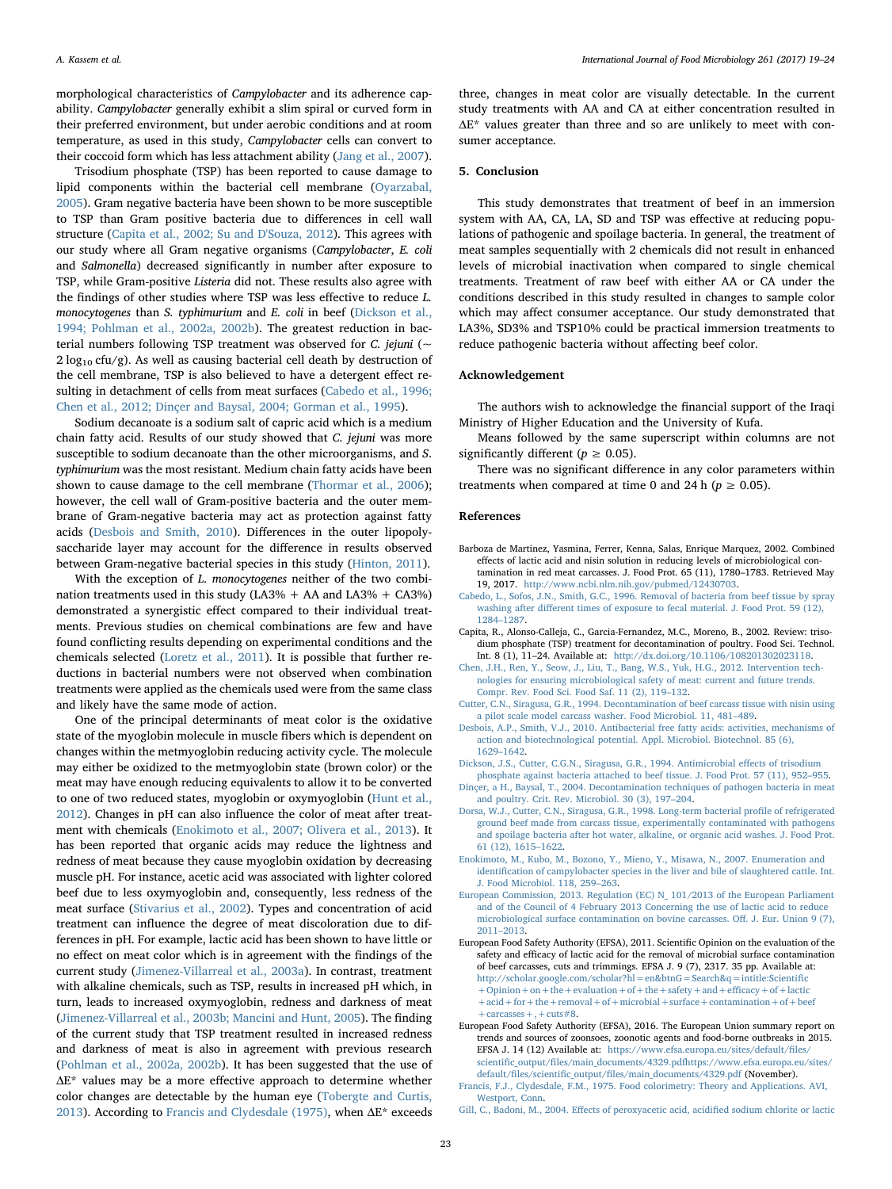morphological characteristics of *Campylobacter* and its adherence capability. *Campylobacter* generally exhibit a slim spiral or curved form in their preferred environment, but under aerobic conditions and at room temperature, as used in this study, *Campylobacter* cells can convert to their coccoid form which has less attachment ability (Jang et al., 2007).

Trisodium phosphate (TSP) has been reported to cause damage to lipid components within the bacterial cell membrane (Oyarzabal, 2005). Gram negative bacteria have been shown to be more susceptible to TSP than Gram positive bacteria due to differences in cell wall structure (Capita et al., 2002; Su and D'Souza, 2012). This agrees with our study where all Gram negative organisms (*Campylobacter*, *E. coli* and *Salmonella*) decreased significantly in number after exposure to TSP, while Gram-positive *Listeria* did not. These results also agree with the findings of other studies where TSP was less effective to reduce *L. monocytogenes* than *S. typhimurium* and *E. coli* in beef (Dickson et al., 1994; Pohlman et al., 2002a, 2002b). The greatest reduction in bacterial numbers following TSP treatment was observed for *C. jejuni* (~ 2 $\log_{10}$ cfu/g). As well as causing bacterial cell death by destruction of the cell membrane, TSP is also believed to have a detergent effect resulting in detachment of cells from meat surfaces (Cabedo et al., 1996; Chen et al., 2012; Dinçer and Baysal, 2004; Gorman et al., 1995).

Sodium decanoate is a sodium salt of capric acid which is a medium chain fatty acid. Results of our study showed that *C. jejuni* was more susceptible to sodium decanoate than the other microorganisms, and *S. typhimurium* was the most resistant. Medium chain fatty acids have been shown to cause damage to the cell membrane (Thormar et al., 2006); however, the cell wall of Gram-positive bacteria and the outer membrane of Gram-negative bacteria may act as protection against fatty acids (Desbois and Smith, 2010). Differences in the outer lipopolysaccharide layer may account for the difference in results observed between Gram-negative bacterial species in this study (Hinton, 2011).

With the exception of *L. monocytogenes* neither of the two combination treatments used in this study (LA3% + AA and LA3% + CA3%) demonstrated a synergistic effect compared to their individual treatments. Previous studies on chemical combinations are few and have found conflicting results depending on experimental conditions and the chemicals selected (Loretz et al., 2011). It is possible that further reductions in bacterial numbers were not observed when combination treatments were applied as the chemicals used were from the same class and likely have the same mode of action.

One of the principal determinants of meat color is the oxidative state of the myoglobin molecule in muscle fibers which is dependent on changes within the metmyoglobin reducing activity cycle. The molecule may either be oxidized to the metmyoglobin state (brown color) or the meat may have enough reducing equivalents to allow it to be converted to one of two reduced states, myoglobin or oxymyoglobin (Hunt et al., 2012). Changes in pH can also influence the color of meat after treatment with chemicals (Enokimoto et al., 2007; Olivera et al., 2013). It has been reported that organic acids may reduce the lightness and redness of meat because they cause myoglobin oxidation by decreasing muscle pH. For instance, acetic acid was associated with lighter colored beef due to less oxymyoglobin and, consequently, less redness of the meat surface (Stivarius et al., 2002). Types and concentration of acid treatment can influence the degree of meat discoloration due to differences in pH. For example, lactic acid has been shown to have little or no effect on meat color which is in agreement with the findings of the current study (Jimenez-Villarreal et al., 2003a). In contrast, treatment with alkaline chemicals, such as TSP, results in increased pH which, in turn, leads to increased oxymyoglobin, redness and darkness of meat (Jimenez-Villarreal et al., 2003b; Mancini and Hunt, 2005). The finding of the current study that TSP treatment resulted in increased redness and darkness of meat is also in agreement with previous research (Pohlman et al., 2002a, 2002b). It has been suggested that the use of $\Delta E^*$ values may be a more effective approach to determine whether color changes are detectable by the human eye (Tobergte and Curtis, 2013). According to Francis and Clydesdale (1975), when $\Delta E^*$ exceeds three, changes in meat color are visually detectable. In the current study treatments with AA and CA at either concentration resulted in $\Delta E^*$ values greater than three and so are unlikely to meet with consumer acceptance.

## 5. Conclusion

This study demonstrates that treatment of beef in an immersion system with AA, CA, LA, SD and TSP was effective at reducing populations of pathogenic and spoilage bacteria. In general, the treatment of meat samples sequentially with 2 chemicals did not result in enhanced levels of microbial inactivation when compared to single chemical treatments. Treatment of raw beef with either AA or CA under the conditions described in this study resulted in changes to sample color which may affect consumer acceptance. Our study demonstrated that LA3%, SD3% and TSP10% could be practical immersion treatments to reduce pathogenic bacteria without affecting beef color.

## Acknowledgement

The authors wish to acknowledge the financial support of the Iraqi Ministry of Higher Education and the University of Kufa.

Means followed by the same superscript within columns are not significantly different ($p \geq 0.05$).

There was no significant difference in any color parameters within treatments when compared at time 0 and 24 h ($p \geq 0.05$).

## References

Barboza de Martinez, Yasmina, Ferrer, Kenna, Salas, Enrique Marquez, 2002. Combined effects of lactic acid and nisin solution in reducing levels of microbiological contamination in red meat carcasses. J. Food Prot. 65 (11), 1780–1783. Retrieved May 19, 2017. http://www.ncbi.nlm.nih.gov/pubmed/12430703.

Cabedo, L., Sofos, J.N., Smith, G.C., 1996. Removal of bacteria from beef tissue by spray washing after different times of exposure to fecal material. J. Food Prot. 59 (12), 1284–1287.

Capita, R., Alonso-Calleja, C., Garcia-Fernandez, M.C., Moreno, B., 2002. Review: trisodium phosphate (TSP) treatment for decontamination of poultry. Food Sci. Technol. Int. 8 (1), 11–24. Available at: http://dx.doi.org/10.1106/108201302023118.

Chen, J.H., Ren, Y., Seow, J., Liu, T., Bang, W.S., Yuk, H.G., 2012. Intervention technologies for ensuring microbiological safety of meat: current and future trends. Compr. Rev. Food Sci. Food Saf. 11 (2), 119–132.

Cutter, C.N., Siragusa, G.R., 1994. Decontamination of beef carcass tissue with nisin using a pilot scale model carcass washer. Food Microbiol. 11, 481–489.

Desbois, A.P., Smith, V.J., 2010. Antibacterial free fatty acids: activities, mechanisms of action and biotechnological potential. Appl. Microbiol. Biotechnol. 85 (6), 1629–1642.

Dickson, J.S., Cutter, C.G.N., Siragusa, G.R., 1994. Antimicrobial effects of trisodium phosphate against bacteria attached to beef tissue. J. Food Prot. 57 (11), 952–955.

Dinçer, a H., Baysal, T., 2004. Decontamination techniques of pathogen bacteria in meat and poultry. Crit. Rev. Microbiol. 30 (3), 197–204.

Dorsa, W.J., Cutter, C.N., Siragusa, G.R., 1998. Long-term bacterial profile of refrigerated ground beef made from carcass tissue, experimentally contaminated with pathogens and spoilage bacteria after hot water, alkaline, or organic acid washes. J. Food Prot. 61 (12), 1615–1622.

Enokimoto, M., Kubo, M., Bozono, Y., Mieno, Y., Misawa, N., 2007. Enumeration and identification of campylobacter species in the liver and bile of slaughtered cattle. Int. J. Food Microbiol. 118, 259–263.

European Commission, 2013. Regulation (EC) N_ 101/2013 of the European Parliament and of the Council of 4 February 2013 Concerning the use of lactic acid to reduce microbiological surface contamination on bovine carcasses. Off. J. Eur. Union 9 (7), 2011–2013.

European Food Safety Authority (EFSA), 2011. Scientific Opinion on the evaluation of the safety and efficacy of lactic acid for the removal of microbial surface contamination of beef carcasses, cuts and trimmings. EFSA J. 9 (7), 2317. 35 pp. Available at: http://scholar.google.com/scholar?hl=en&btnG=Search&q=intitle:Scientific+Opinion+on+the+evaluation+of+the+safety+and+efficacy+of+lactic+acid+for+the+removal+of+microbial+surface+contamination+of+beef+carcasses+,+cuts#8.

European Food Safety Authority (EFSA), 2016. The European Union summary report on trends and sources of zoonoses, zoonotic agents and food-borne outbreaks in 2015. EFSA J. 14 (12) Available at: https://www.efsa.europa.eu/sites/default/files/scientific_output/files/main_documents/4329.pdfhttps://www.efsa.europa.eu/sites/default/files/scientific_output/files/main_documents/4329.pdf (November).

Francis, F.J., Clydesdale, F.M., 1975. Food colorimetry: Theory and Applications. AVI, Westport, Conn.

Gill, C., Badoni, M., 2004. Effects of peroxyacetic acid, acidified sodium chlorite or lactic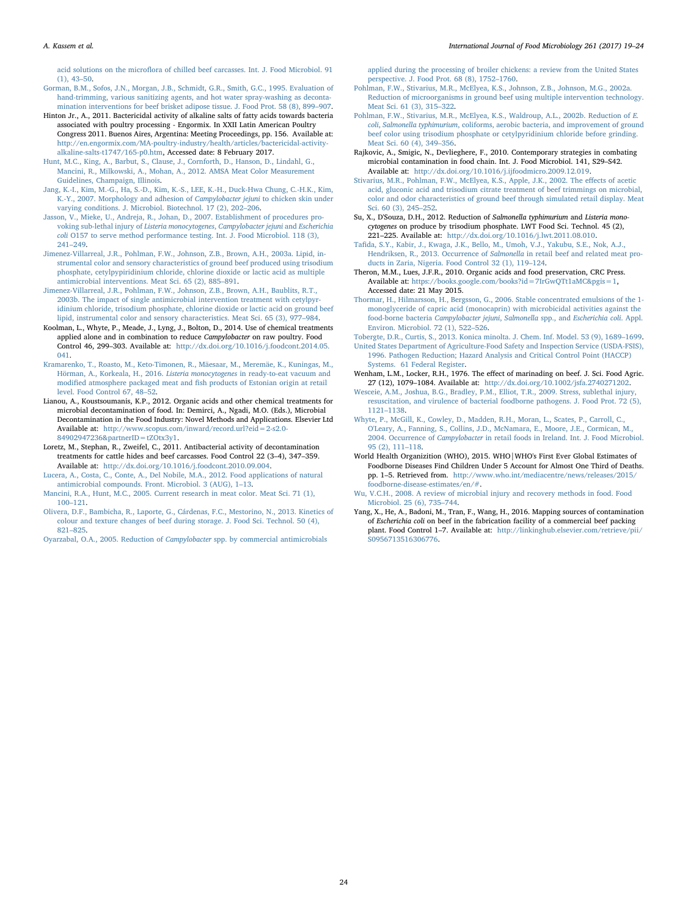acid solutions on the microflora of chilled beef carcasses. Int. J. Food Microbiol. 91 (1), 43–50.

Gorman, B.M., Sofos, J.N., Morgan, J.B., Schmidt, G.R., Smith, G.C., 1995. Evaluation of hand-trimming, various sanitizing agents, and hot water spray-washing as decontamination interventions for beef brisket adipose tissue. J. Food Prot. 58 (8), 899–907.

Hinton Jr., A., 2011. Bactericidal activity of alkaline salts of fatty acids towards bacteria associated with poultry processing - Engormix. In XXII Latin American Poultry Congress 2011. Buenos Aires, Argentina: Meeting Proceedings, pp. 156. Available at: http://en.engormix.com/MA-poultry-industry/health/articles/bactericidal-activity-alkaline-salts-t1747/165-p0.htm, Accessed date: 8 February 2017.

Hunt, M.C., King, A., Barbut, S., Clause, J., Cornforth, D., Hanson, D., Lindahl, G., Mancini, R., Milkowski, A., Mohan, A., 2012. AMSA Meat Color Measurement Guidelines, Champaign, Illinois.

Jang, K.-I., Kim, M.-G., Ha, S.-D., Kim, K.-S., LEE, K.-H., Duck-Hwa Chung, C.-H.K., Kim, K.-Y., 2007. Morphology and adhesion of *Campylobacter jejuni* to chicken skin under varying conditions. J. Microbiol. Biotechnol. 17 (2), 202–206.

Jasson, V., Mieke, U., Andreja, R., Johan, D., 2007. Establishment of procedures provoking sub-lethal injury of *Listeria monocytogenes*, *Campylobacter jejuni* and *Escherichia coli* O157 to serve method performance testing. Int. J. Food Microbiol. 118 (3), 241–249.

Jimenez-Villarreal, J.R., Pohlman, F.W., Johnson, Z.B., Brown, A.H., 2003a. Lipid, instrumental color and sensory characteristics of ground beef produced using trisodium phosphate, cetylpyridinium chloride, chlorine dioxide or lactic acid as multiple antimicrobial interventions. Meat Sci. 65 (2), 885–891.

Jimenez-Villarreal, J.R., Pohlman, F.W., Johnson, Z.B., Brown, A.H., Baublits, R.T., 2003b. The impact of single antimicrobial intervention treatment with cetylpyridinium chloride, trisodium phosphate, chlorine dioxide or lactic acid on ground beef lipid, instrumental color and sensory characteristics. Meat Sci. 65 (3), 977–984.

Koolman, L., Whyte, P., Meade, J., Lyng, J., Bolton, D., 2014. Use of chemical treatments applied alone and in combination to reduce *Campylobacter* on raw poultry. Food Control 46, 299–303. Available at: http://dx.doi.org/10.1016/j.foodcont.2014.05.041.

Kramarenko, T., Roasto, M., Keto-Timonen, R., Mäesaar, M., Meremäe, K., Kuningas, M., Hörman, A., Korkeala, H., 2016. *Listeria monocytogenes* in ready-to-eat vacuum and modified atmosphere packaged meat and fish products of Estonian origin at retail level. Food Control 67, 48–52.

Lianou, A., Koustsoumanis, K.P., 2012. Organic acids and other chemical treatments for microbial decontamination of food. In: Demirci, A., Ngadi, M.O. (Eds.), Microbial Decontamination in the Food Industry: Novel Methods and Applications. Elsevier Ltd Available at: http://www.scopus.com/inward/record.url?eid=2-s2.0-84902947236&partnerID=tZOtx3y1.

Loretz, M., Stephan, R., Zweifel, C., 2011. Antibacterial activity of decontamination treatments for cattle hides and beef carcasses. Food Control 22 (3–4), 347–359. Available at: http://dx.doi.org/10.1016/j.foodcont.2010.09.004.

Lucera, A., Costa, C., Conte, A., Del Nobile, M.A., 2012. Food applications of natural antimicrobial compounds. Front. Microbiol. 3 (AUG), 1–13.

Mancini, R.A., Hunt, M.C., 2005. Current research in meat color. Meat Sci. 71 (1), 100–121.

Olivera, D.F., Bambicha, R., Laporte, G., Cárdenas, F.C., Mestorino, N., 2013. Kinetics of colour and texture changes of beef during storage. J. Food Sci. Technol. 50 (4), 821–825.

Oyarzabal, O.A., 2005. Reduction of *Campylobacter* spp. by commercial antimicrobials applied during the processing of broiler chickens: a review from the United States perspective. J. Food Prot. 68 (8), 1752–1760.

Pohlman, F.W., Stivarius, M.R., McElyea, K.S., Johnson, Z.B., Johnson, M.G., 2002a. Reduction of microorganisms in ground beef using multiple intervention technology. Meat Sci. 61 (3), 315–322.

Pohlman, F.W., Stivarius, M.R., McElyea, K.S., Waldroup, A.L., 2002b. Reduction of *E. coli*, *Salmonella typhimurium*, coliforms, aerobic bacteria, and improvement of ground beef color using trisodium phosphate or cetylpyridinium chloride before grinding. Meat Sci. 60 (4), 349–356.

Rajkovic, A., Smigic, N., Devlieghere, F., 2010. Contemporary strategies in combating microbial contamination in food chain. Int. J. Food Microbiol. 141, S29–S42. Available at: http://dx.doi.org/10.1016/j.ijfoodmicro.2009.12.019.

Stivarius, M.R., Pohlman, F.W., McElyea, K.S., Apple, J.K., 2002. The effects of acetic acid, gluconic acid and trisodium citrate treatment of beef trimmings on microbial, color and odor characteristics of ground beef through simulated retail display. Meat Sci. 60 (3), 245–252.

Su, X., D'Souza, D.H., 2012. Reduction of *Salmonella typhimurium* and *Listeria monocytogenes* on produce by trisodium phosphate. LWT Food Sci. Technol. 45 (2), 221–225. Available at: http://dx.doi.org/10.1016/j.lwt.2011.08.010.

Tafida, S.Y., Kabir, J., Kwaga, J.K., Bello, M., Umoh, V.J., Yakubu, S.E., Nok, A.J., Hendriksen, R., 2013. Occurrence of *Salmonella* in retail beef and related meat products in Zaria, Nigeria. Food Control 32 (1), 119–124.

Theron, M.M., Lues, J.F.R., 2010. Organic acids and food preservation, CRC Press. Available at: https://books.google.com/books?id=7IrGwQTt1aMC&pgis=1, Accessed date: 21 May 2015.

Thormar, H., Hilmarsson, H., Bergsson, G., 2006. Stable concentrated emulsions of the 1-monoglyceride of capric acid (monocaprin) with microbicidal activities against the food-borne bacteria *Campylobacter jejuni*, *Salmonella* spp., and *Escherichia coli*. Appl. Environ. Microbiol. 72 (1), 522–526.

Tobergte, D.R., Curtis, S., 2013. Konica minolta. J. Chem. Inf. Model. 53 (9), 1689–1699.

United States Department of Agriculture-Food Safety and Inspection Service (USDA-FSIS), 1996. Pathogen Reduction; Hazard Analysis and Critical Control Point (HACCP) Systems. 61 Federal Register.

Wenham, L.M., Locker, R.H., 1976. The effect of marinading on beef. J. Sci. Food Agric. 27 (12), 1079–1084. Available at: http://dx.doi.org/10.1002/jsfa.2740271202.

Wesceie, A.M., Joshua, B.G., Bradley, P.M., Elliot, T.R., 2009. Stress, sublethal injury, resuscitation, and virulence of bacterial foodborne pathogens. J. Food Prot. 72 (5), 1121–1138.

Whyte, P., McGill, K., Cowley, D., Madden, R.H., Moran, L., Scates, P., Carroll, C., O'Leary, A., Fanning, S., Collins, J.D., McNamara, E., Moore, J.E., Cormican, M., 2004. Occurrence of *Campylobacter* in retail foods in Ireland. Int. J. Food Microbiol. 95 (2), 111–118.

World Health Organizition (WHO), 2015. WHO|WHO's First Ever Global Estimates of Foodborne Diseases Find Children Under 5 Account for Almost One Third of Deaths. pp. 1–5. Retrieved from. http://www.who.int/mediacentre/news/releases/2015/foodborne-disease-estimates/en/#.

Wu, V.C.H., 2008. A review of microbial injury and recovery methods in food. Food Microbiol. 25 (6), 735–744.

Yang, X., He, A., Badoni, M., Tran, F., Wang, H., 2016. Mapping sources of contamination of *Escherichia coli* on beef in the fabrication facility of a commercial beef packing plant. Food Control 1–7. Available at: http://linkinghub.elsevier.com/retrieve/pii/S0956713516306776.